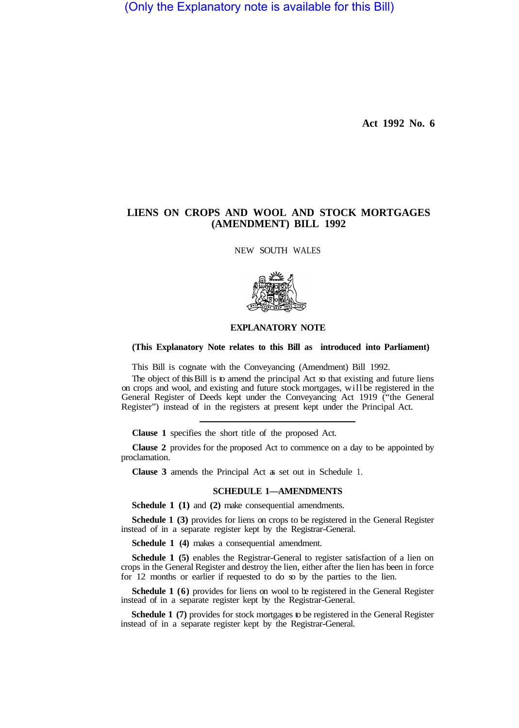(Only the Explanatory note is available for this Bill)

**Act 1992 No. 6**

# LIENS ON CROPS AND WOOL AND STOCK MORTGAGES (AMENDMENT) BILL 1992

NEW SOUTH WALES

## EXPLANATORY NOTE

**(This Explanatory Note relates to this Bill as introduced into Parliament)**

This Bill is cognate with the Conveyancing (Amendment) Bill 1992.

The object of this Bill is to amend the principal Act so that existing and future liens on crops and wool, and existing and future stock mortgages, will be registered in the General Register of Deeds kept under the Conveyancing Act 1919 ("the General Register") instead of in the registers at present kept under the Principal Act.

---

**Clause 1** specifies the short title of the proposed Act.

**Clause 2** provides for the proposed Act to commence on a day to be appointed by proclamation.

**Clause 3** amends the Principal Act as set out in Schedule 1.

### SCHEDULE 1—AMENDMENTS

**Schedule 1 (1)** and **(2)** make consequential amendments.

**Schedule 1 (3)** provides for liens on crops to be registered in the General Register instead of in a separate register kept by the Registrar-General.

**Schedule 1 (4)** makes a consequential amendment.

**Schedule 1 (5)** enables the Registrar-General to register satisfaction of a lien on crops in the General Register and destroy the lien, either after the lien has been in force for 12 months or earlier if requested to do so by the parties to the lien.

**Schedule 1 (6)** provides for liens on wool to be registered in the General Register instead of in a separate register kept by the Registrar-General.

**Schedule 1 (7)** provides for stock mortgages to be registered in the General Register instead of in a separate register kept by the Registrar-General.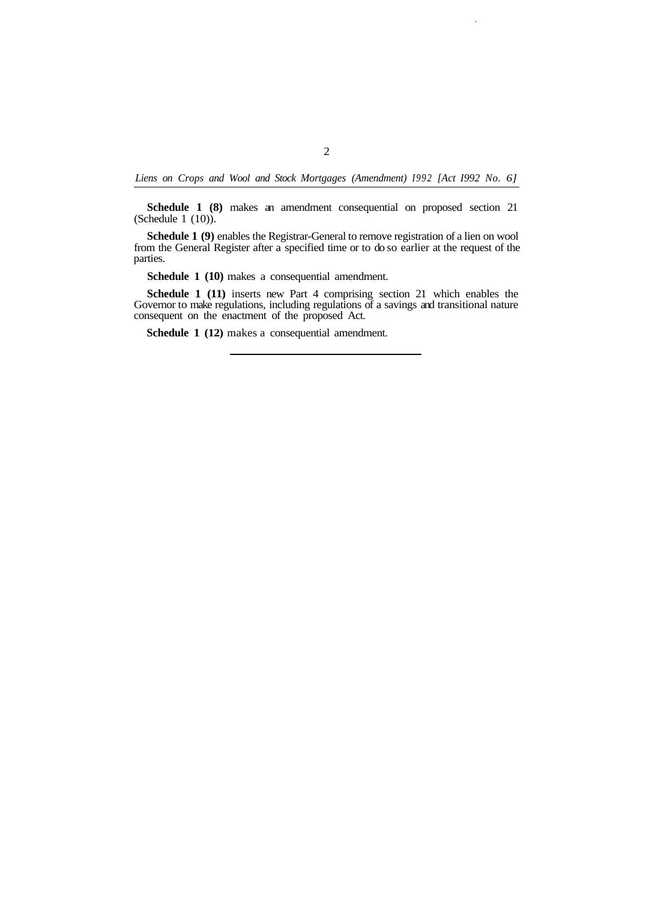**Schedule 1 (8)** makes an amendment consequential on proposed section 21 (Schedule 1 (10)).

**Schedule 1 (9)** enables the Registrar-General to remove registration of a lien on wool from the General Register after a specified time or to do so earlier at the request of the parties.

**Schedule 1 (10)** makes a consequential amendment.

**Schedule 1 (11)** inserts new Part 4 comprising section 21 which enables the Governor to make regulations, including regulations of a savings and transitional nature consequent on the enactment of the proposed Act.

**Schedule 1 (12)** makes a consequential amendment.